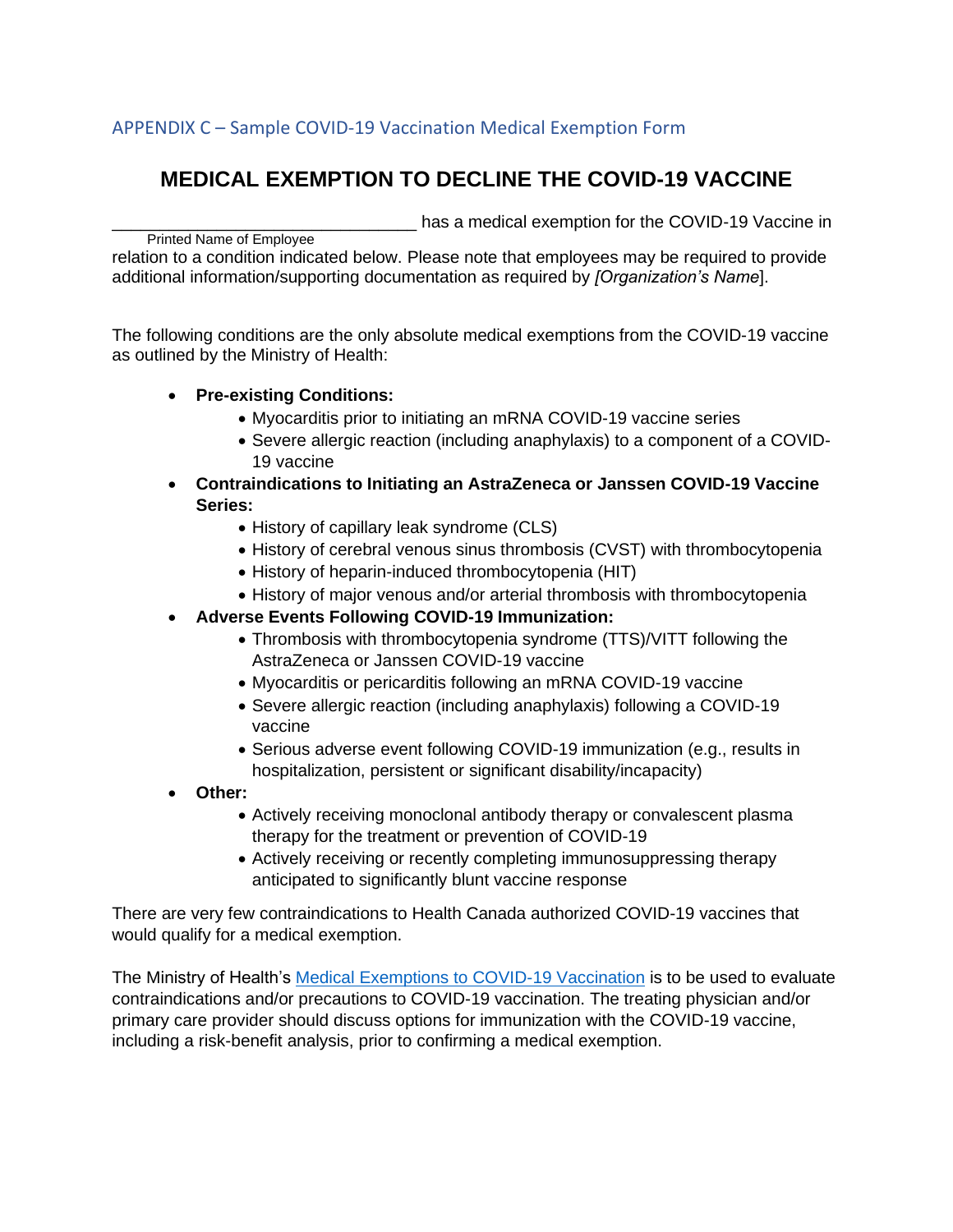## APPENDIX C – Sample COVID-19 Vaccination Medical Exemption Form

# MEDICAL EXEMPTION TO DECLINE THE COVID-19 VACCINE

_______________________________ has a medical exemption for the COVID-19 Vaccine in
Printed Name of Employee
relation to a condition indicated below. Please note that employees may be required to provide additional information/supporting documentation as required by *[Organization's Name*].

The following conditions are the only absolute medical exemptions from the COVID-19 vaccine as outlined by the Ministry of Health:

- **Pre-existing Conditions:**
  - Myocarditis prior to initiating an mRNA COVID-19 vaccine series
  - Severe allergic reaction (including anaphylaxis) to a component of a COVID-19 vaccine
- **Contraindications to Initiating an AstraZeneca or Janssen COVID-19 Vaccine Series:**
  - History of capillary leak syndrome (CLS)
  - History of cerebral venous sinus thrombosis (CVST) with thrombocytopenia
  - History of heparin-induced thrombocytopenia (HIT)
  - History of major venous and/or arterial thrombosis with thrombocytopenia
- **Adverse Events Following COVID-19 Immunization:**
  - Thrombosis with thrombocytopenia syndrome (TTS)/VITT following the AstraZeneca or Janssen COVID-19 vaccine
  - Myocarditis or pericarditis following an mRNA COVID-19 vaccine
  - Severe allergic reaction (including anaphylaxis) following a COVID-19 vaccine
  - Serious adverse event following COVID-19 immunization (e.g., results in hospitalization, persistent or significant disability/incapacity)
- **Other:**
  - Actively receiving monoclonal antibody therapy or convalescent plasma therapy for the treatment or prevention of COVID-19
  - Actively receiving or recently completing immunosuppressing therapy anticipated to significantly blunt vaccine response

There are very few contraindications to Health Canada authorized COVID-19 vaccines that would qualify for a medical exemption.

The Ministry of Health's Medical Exemptions to COVID-19 Vaccination is to be used to evaluate contraindications and/or precautions to COVID-19 vaccination. The treating physician and/or primary care provider should discuss options for immunization with the COVID-19 vaccine, including a risk-benefit analysis, prior to confirming a medical exemption.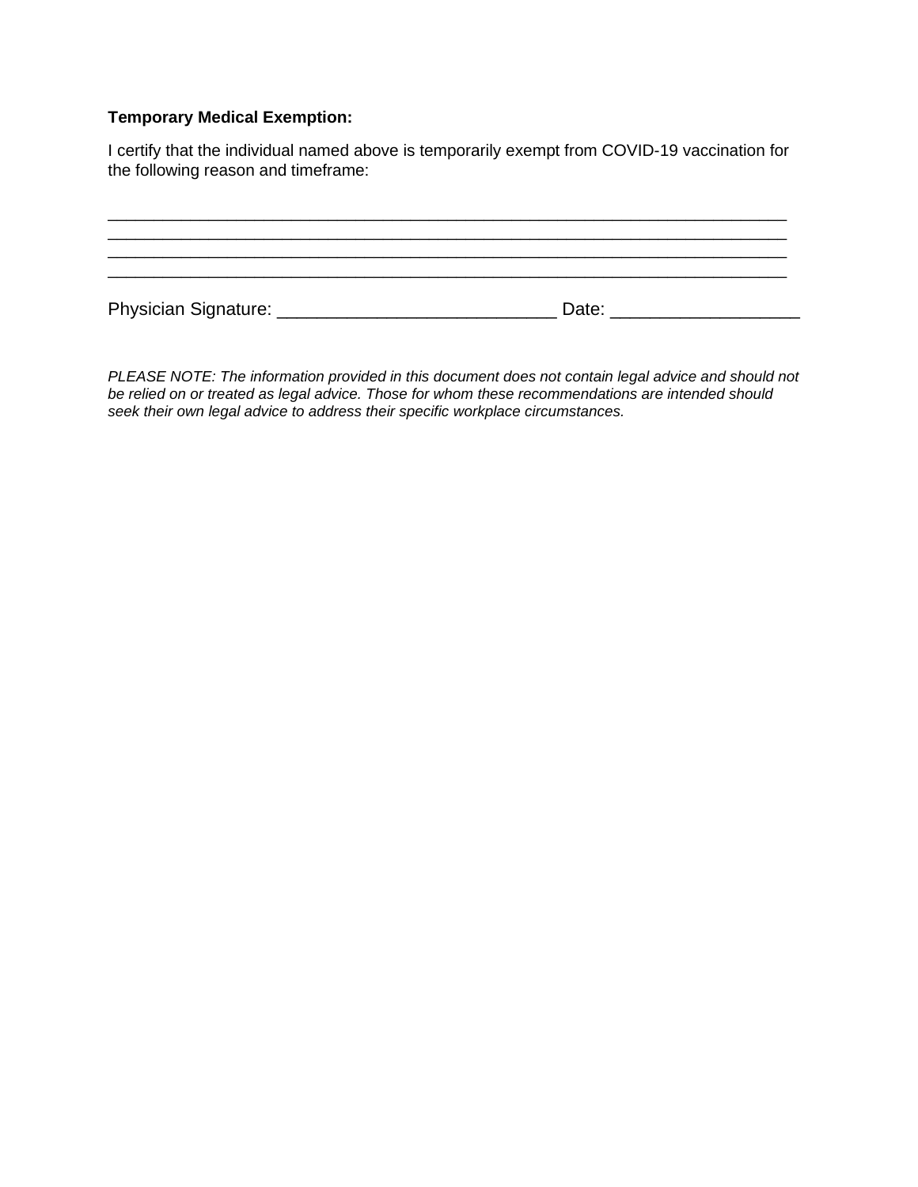**Temporary Medical Exemption:**

I certify that the individual named above is temporarily exempt from COVID-19 vaccination for the following reason and timeframe:

___________________________________________________________________________
___________________________________________________________________________
___________________________________________________________________________
___________________________________________________________________________

Physician Signature: ____________________________ Date: ___________________

*PLEASE NOTE: The information provided in this document does not contain legal advice and should not be relied on or treated as legal advice. Those for whom these recommendations are intended should seek their own legal advice to address their specific workplace circumstances.*